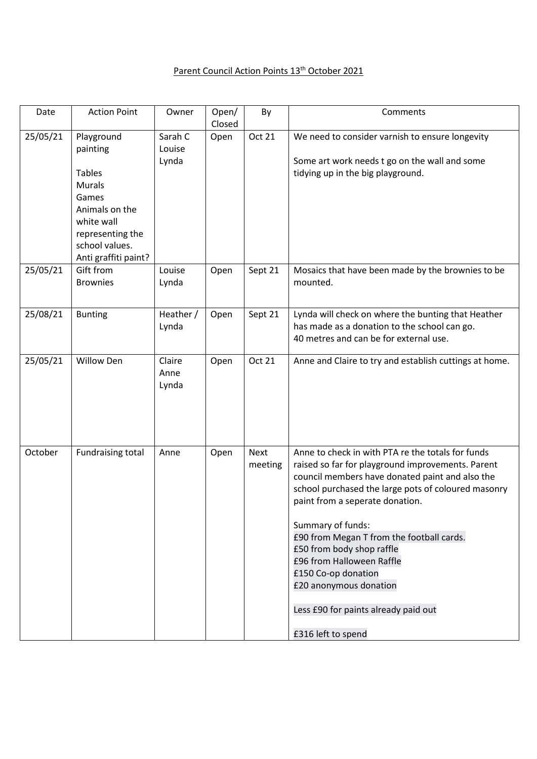Parent Council Action Points 13th October 2021

| Date | Action Point | Owner | Open/ Closed | By | Comments |
|---|---|---|---|---|---|
| 25/05/21 | Playground painting<br><br>Tables<br>Murals<br>Games<br>Animals on the white wall representing the school values.<br>Anti graffiti paint? | Sarah C<br>Louise<br>Lynda | Open | Oct 21 | We need to consider varnish to ensure longevity<br><br>Some art work needs t go on the wall and some tidying up in the big playground. |
| 25/05/21 | Gift from Brownies | Louise<br>Lynda | Open | Sept 21 | Mosaics that have been made by the brownies to be mounted. |
| 25/08/21 | Bunting | Heather / Lynda | Open | Sept 21 | Lynda will check on where the bunting that Heather has made as a donation to the school can go.<br>40 metres and can be for external use. |
| 25/05/21 | Willow Den | Claire<br>Anne<br>Lynda | Open | Oct 21 | Anne and Claire to try and establish cuttings at home. |
| October | Fundraising total | Anne | Open | Next meeting | Anne to check in with PTA re the totals for funds raised so far for playground improvements. Parent council members have donated paint and also the school purchased the large pots of coloured masonry paint from a seperate donation.<br><br>Summary of funds:<br>£90 from Megan T from the football cards.<br>£50 from body shop raffle<br>£96 from Halloween Raffle<br>£150 Co-op donation<br>£20 anonymous donation<br><br>Less £90 for paints already paid out<br><br>£316 left to spend |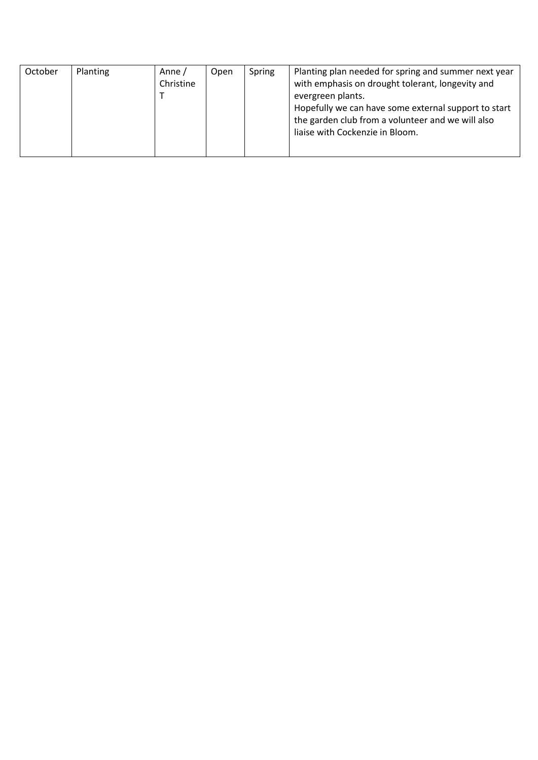| | | | | | |
|---|---|---|---|---|---|
| October | Planting | Anne / Christine T | Open | Spring | Planting plan needed for spring and summer next year with emphasis on drought tolerant, longevity and evergreen plants.<br>Hopefully we can have some external support to start the garden club from a volunteer and we will also liaise with Cockenzie in Bloom. |